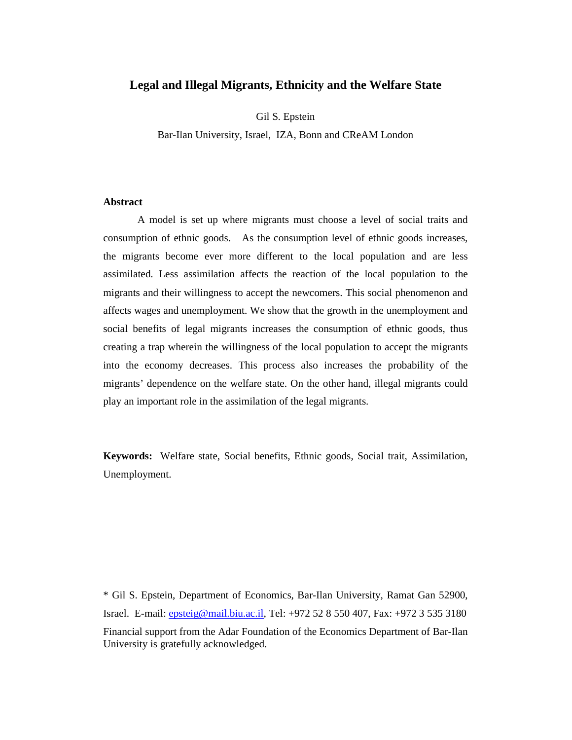# Legal and Illegal Migrants, Ethnicity and the Welfare State

Gil S. Epstein

Bar-Ilan University, Israel, IZA, Bonn and CReAM London

**Abstract**

A model is set up where migrants must choose a level of social traits and consumption of ethnic goods. As the consumption level of ethnic goods increases, the migrants become ever more different to the local population and are less assimilated. Less assimilation affects the reaction of the local population to the migrants and their willingness to accept the newcomers. This social phenomenon and affects wages and unemployment. We show that the growth in the unemployment and social benefits of legal migrants increases the consumption of ethnic goods, thus creating a trap wherein the willingness of the local population to accept the migrants into the economy decreases. This process also increases the probability of the migrants' dependence on the welfare state. On the other hand, illegal migrants could play an important role in the assimilation of the legal migrants.

**Keywords:** Welfare state, Social benefits, Ethnic goods, Social trait, Assimilation, Unemployment.

\* Gil S. Epstein, Department of Economics, Bar-Ilan University, Ramat Gan 52900, Israel. E-mail: epsteig@mail.biu.ac.il, Tel: +972 52 8 550 407, Fax: +972 3 535 3180

Financial support from the Adar Foundation of the Economics Department of Bar-Ilan University is gratefully acknowledged.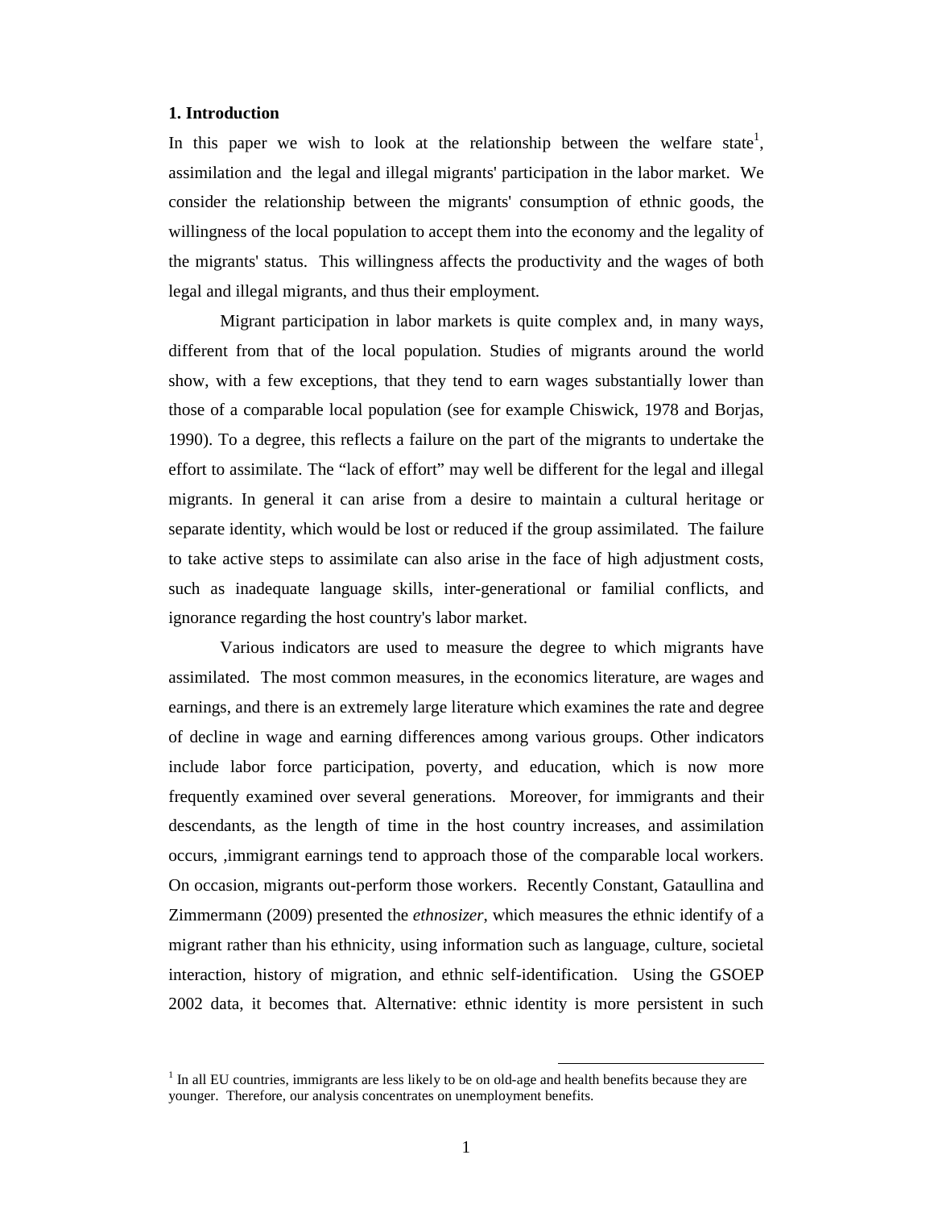## 1. Introduction

In this paper we wish to look at the relationship between the welfare state[1], assimilation and the legal and illegal migrants' participation in the labor market. We consider the relationship between the migrants' consumption of ethnic goods, the willingness of the local population to accept them into the economy and the legality of the migrants' status. This willingness affects the productivity and the wages of both legal and illegal migrants, and thus their employment.

Migrant participation in labor markets is quite complex and, in many ways, different from that of the local population. Studies of migrants around the world show, with a few exceptions, that they tend to earn wages substantially lower than those of a comparable local population (see for example Chiswick, 1978 and Borjas, 1990). To a degree, this reflects a failure on the part of the migrants to undertake the effort to assimilate. The "lack of effort" may well be different for the legal and illegal migrants. In general it can arise from a desire to maintain a cultural heritage or separate identity, which would be lost or reduced if the group assimilated. The failure to take active steps to assimilate can also arise in the face of high adjustment costs, such as inadequate language skills, inter-generational or familial conflicts, and ignorance regarding the host country's labor market.

Various indicators are used to measure the degree to which migrants have assimilated. The most common measures, in the economics literature, are wages and earnings, and there is an extremely large literature which examines the rate and degree of decline in wage and earning differences among various groups. Other indicators include labor force participation, poverty, and education, which is now more frequently examined over several generations. Moreover, for immigrants and their descendants, as the length of time in the host country increases, and assimilation occurs, ,immigrant earnings tend to approach those of the comparable local workers. On occasion, migrants out-perform those workers. Recently Constant, Gataullina and Zimmermann (2009) presented the *ethnosizer*, which measures the ethnic identify of a migrant rather than his ethnicity, using information such as language, culture, societal interaction, history of migration, and ethnic self-identification. Using the GSOEP 2002 data, it becomes that. Alternative: ethnic identity is more persistent in such

[1] In all EU countries, immigrants are less likely to be on old-age and health benefits because they are younger. Therefore, our analysis concentrates on unemployment benefits.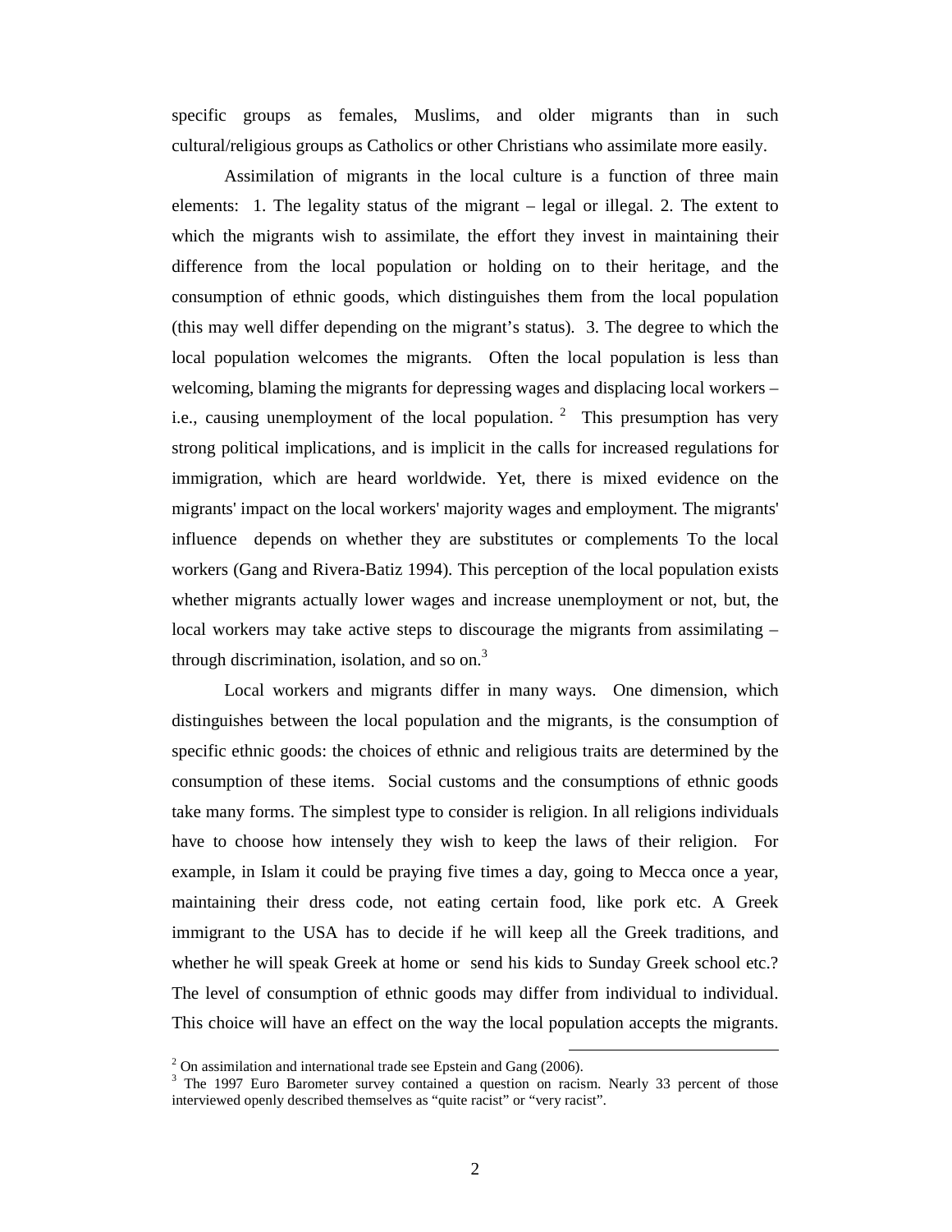specific groups as females, Muslims, and older migrants than in such cultural/religious groups as Catholics or other Christians who assimilate more easily.

Assimilation of migrants in the local culture is a function of three main elements: 1. The legality status of the migrant – legal or illegal. 2. The extent to which the migrants wish to assimilate, the effort they invest in maintaining their difference from the local population or holding on to their heritage, and the consumption of ethnic goods, which distinguishes them from the local population (this may well differ depending on the migrant's status). 3. The degree to which the local population welcomes the migrants. Often the local population is less than welcoming, blaming the migrants for depressing wages and displacing local workers – i.e., causing unemployment of the local population. [2] This presumption has very strong political implications, and is implicit in the calls for increased regulations for immigration, which are heard worldwide. Yet, there is mixed evidence on the migrants' impact on the local workers' majority wages and employment. The migrants' influence depends on whether they are substitutes or complements To the local workers (Gang and Rivera-Batiz 1994). This perception of the local population exists whether migrants actually lower wages and increase unemployment or not, but, the local workers may take active steps to discourage the migrants from assimilating – through discrimination, isolation, and so on.[3]

Local workers and migrants differ in many ways. One dimension, which distinguishes between the local population and the migrants, is the consumption of specific ethnic goods: the choices of ethnic and religious traits are determined by the consumption of these items. Social customs and the consumptions of ethnic goods take many forms. The simplest type to consider is religion. In all religions individuals have to choose how intensely they wish to keep the laws of their religion. For example, in Islam it could be praying five times a day, going to Mecca once a year, maintaining their dress code, not eating certain food, like pork etc. A Greek immigrant to the USA has to decide if he will keep all the Greek traditions, and whether he will speak Greek at home or send his kids to Sunday Greek school etc.? The level of consumption of ethnic goods may differ from individual to individual. This choice will have an effect on the way the local population accepts the migrants.

---

[2] On assimilation and international trade see Epstein and Gang (2006).

[3] The 1997 Euro Barometer survey contained a question on racism. Nearly 33 percent of those interviewed openly described themselves as "quite racist" or "very racist".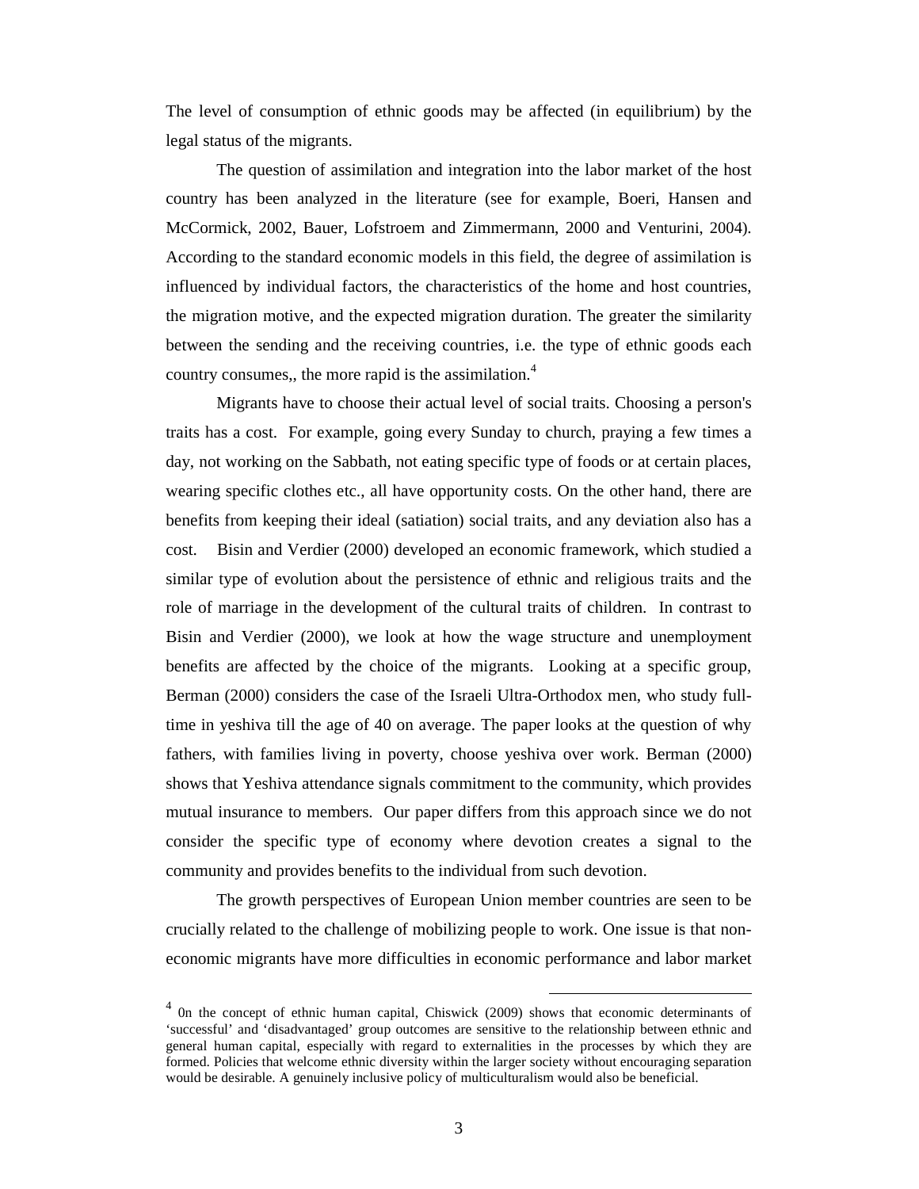The level of consumption of ethnic goods may be affected (in equilibrium) by the legal status of the migrants.

The question of assimilation and integration into the labor market of the host country has been analyzed in the literature (see for example, Boeri, Hansen and McCormick, 2002, Bauer, Lofstroem and Zimmermann, 2000 and Venturini, 2004). According to the standard economic models in this field, the degree of assimilation is influenced by individual factors, the characteristics of the home and host countries, the migration motive, and the expected migration duration. The greater the similarity between the sending and the receiving countries, i.e. the type of ethnic goods each country consumes,, the more rapid is the assimilation.[4]

Migrants have to choose their actual level of social traits. Choosing a person's traits has a cost. For example, going every Sunday to church, praying a few times a day, not working on the Sabbath, not eating specific type of foods or at certain places, wearing specific clothes etc., all have opportunity costs. On the other hand, there are benefits from keeping their ideal (satiation) social traits, and any deviation also has a cost. Bisin and Verdier (2000) developed an economic framework, which studied a similar type of evolution about the persistence of ethnic and religious traits and the role of marriage in the development of the cultural traits of children. In contrast to Bisin and Verdier (2000), we look at how the wage structure and unemployment benefits are affected by the choice of the migrants. Looking at a specific group, Berman (2000) considers the case of the Israeli Ultra-Orthodox men, who study full-time in yeshiva till the age of 40 on average. The paper looks at the question of why fathers, with families living in poverty, choose yeshiva over work. Berman (2000) shows that Yeshiva attendance signals commitment to the community, which provides mutual insurance to members. Our paper differs from this approach since we do not consider the specific type of economy where devotion creates a signal to the community and provides benefits to the individual from such devotion.

The growth perspectives of European Union member countries are seen to be crucially related to the challenge of mobilizing people to work. One issue is that non-economic migrants have more difficulties in economic performance and labor market

[4] 0n the concept of ethnic human capital, Chiswick (2009) shows that economic determinants of 'successful' and 'disadvantaged' group outcomes are sensitive to the relationship between ethnic and general human capital, especially with regard to externalities in the processes by which they are formed. Policies that welcome ethnic diversity within the larger society without encouraging separation would be desirable. A genuinely inclusive policy of multiculturalism would also be beneficial.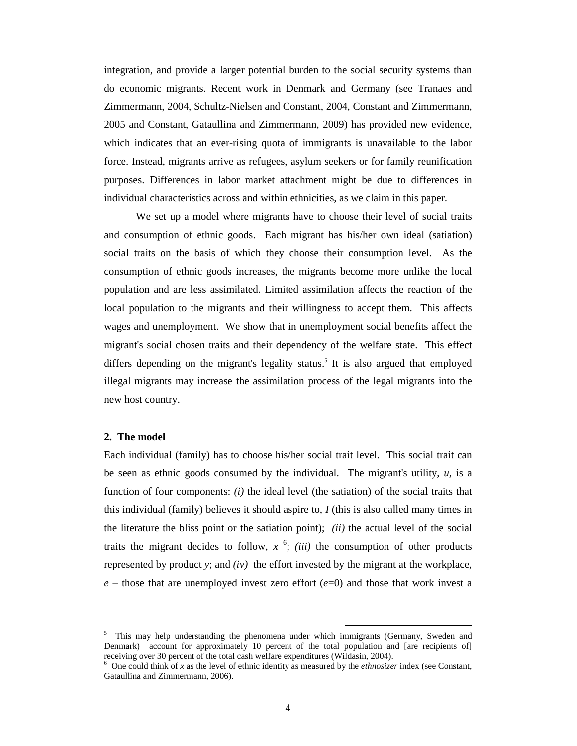integration, and provide a larger potential burden to the social security systems than do economic migrants. Recent work in Denmark and Germany (see Tranaes and Zimmermann, 2004, Schultz-Nielsen and Constant, 2004, Constant and Zimmermann, 2005 and Constant, Gataullina and Zimmermann, 2009) has provided new evidence, which indicates that an ever-rising quota of immigrants is unavailable to the labor force. Instead, migrants arrive as refugees, asylum seekers or for family reunification purposes. Differences in labor market attachment might be due to differences in individual characteristics across and within ethnicities, as we claim in this paper.

We set up a model where migrants have to choose their level of social traits and consumption of ethnic goods. Each migrant has his/her own ideal (satiation) social traits on the basis of which they choose their consumption level. As the consumption of ethnic goods increases, the migrants become more unlike the local population and are less assimilated. Limited assimilation affects the reaction of the local population to the migrants and their willingness to accept them. This affects wages and unemployment. We show that in unemployment social benefits affect the migrant's social chosen traits and their dependency of the welfare state. This effect differs depending on the migrant's legality status.[5] It is also argued that employed illegal migrants may increase the assimilation process of the legal migrants into the new host country.

## 2. The model

Each individual (family) has to choose his/her social trait level. This social trait can be seen as ethnic goods consumed by the individual. The migrant's utility, $u$, is a function of four components: *(i)* the ideal level (the satiation) of the social traits that this individual (family) believes it should aspire to, $I$ (this is also called many times in the literature the bliss point or the satiation point); *(ii)* the actual level of the social traits the migrant decides to follow, $x$ [6]; *(iii)* the consumption of other products represented by product $y$; and *(iv)* the effort invested by the migrant at the workplace, $e$ – those that are unemployed invest zero effort ($e$=0) and those that work invest a

---

[5] This may help understanding the phenomena under which immigrants (Germany, Sweden and Denmark) account for approximately 10 percent of the total population and [are recipients of] receiving over 30 percent of the total cash welfare expenditures (Wildasin, 2004).

[6] One could think of $x$ as the level of ethnic identity as measured by the *ethnosizer* index (see Constant, Gataullina and Zimmermann, 2006).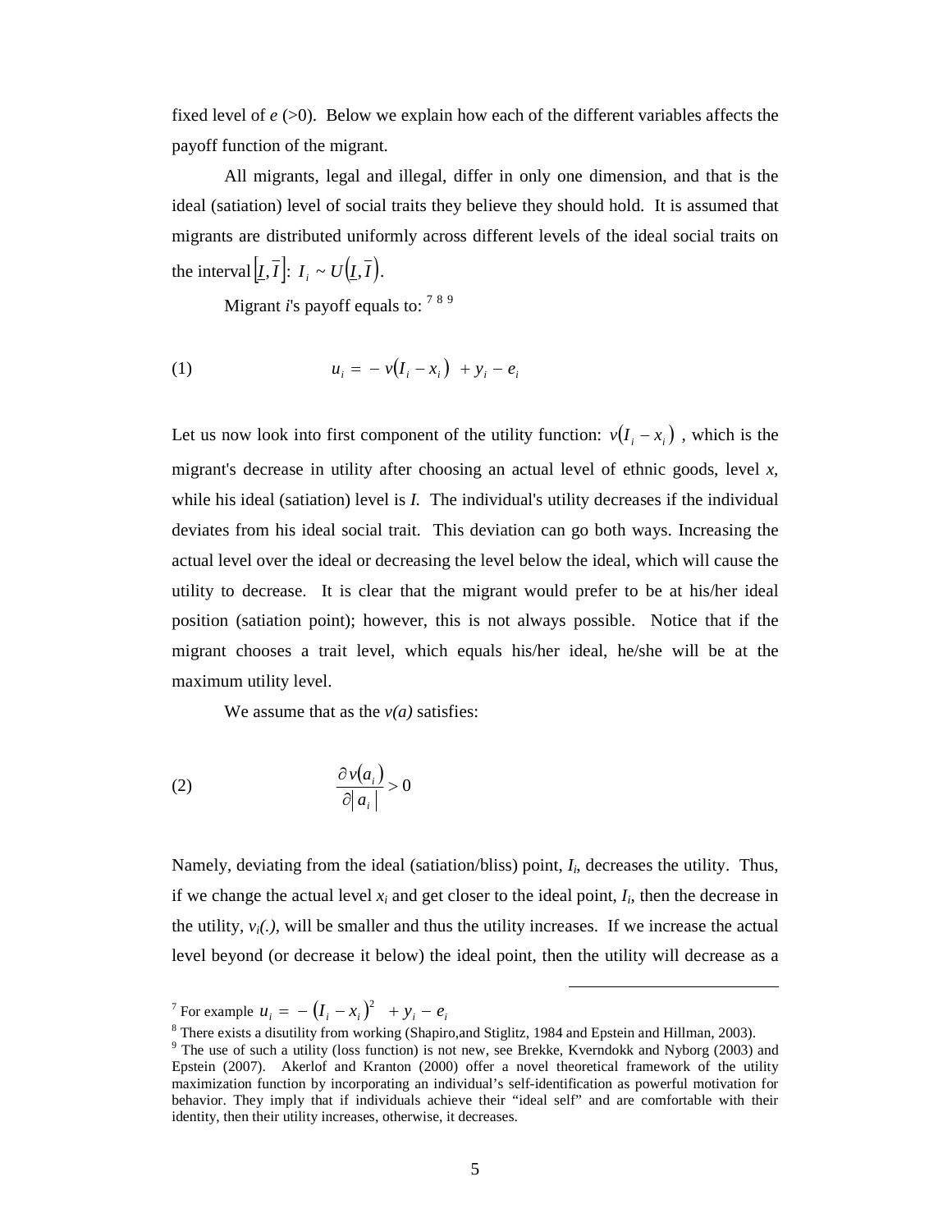fixed level of *e* (>0). Below we explain how each of the different variables affects the payoff function of the migrant.

All migrants, legal and illegal, differ in only one dimension, and that is the ideal (satiation) level of social traits they believe they should hold. It is assumed that migrants are distributed uniformly across different levels of the ideal social traits on the interval $\left[\underline{I}, \overline{I}\right]$: $I_i \sim U\left(\underline{I}, \overline{I}\right)$.

Migrant *i*'s payoff equals to: [7] [8] [9]

$$
(1) \qquad u_i = -v\left(I_i - x_i\right) + y_i - e_i
$$

Let us now look into first component of the utility function: $v\left(I_i - x_i\right)$, which is the migrant's decrease in utility after choosing an actual level of ethnic goods, level *x*, while his ideal (satiation) level is *I*. The individual's utility decreases if the individual deviates from his ideal social trait. This deviation can go both ways. Increasing the actual level over the ideal or decreasing the level below the ideal, which will cause the utility to decrease. It is clear that the migrant would prefer to be at his/her ideal position (satiation point); however, this is not always possible. Notice that if the migrant chooses a trait level, which equals his/her ideal, he/she will be at the maximum utility level.

We assume that as the *v(a)* satisfies:

$$
(2) \qquad \frac{\partial v\left(a_i\right)}{\partial \left| a_i \right|} > 0
$$

Namely, deviating from the ideal (satiation/bliss) point, $I_i$, decreases the utility. Thus, if we change the actual level $x_i$ and get closer to the ideal point, $I_i$, then the decrease in the utility, $v_i(.)$, will be smaller and thus the utility increases. If we increase the actual level beyond (or decrease it below) the ideal point, then the utility will decrease as a

---

[7] For example $u_i = -\left(I_i - x_i\right)^2 + y_i - e_i$

[8] There exists a disutility from working (Shapiro,and Stiglitz, 1984 and Epstein and Hillman, 2003).

[9] The use of such a utility (loss function) is not new, see Brekke, Kverndokk and Nyborg (2003) and Epstein (2007). Akerlof and Kranton (2000) offer a novel theoretical framework of the utility maximization function by incorporating an individual's self-identification as powerful motivation for behavior. They imply that if individuals achieve their "ideal self" and are comfortable with their identity, then their utility increases, otherwise, it decreases.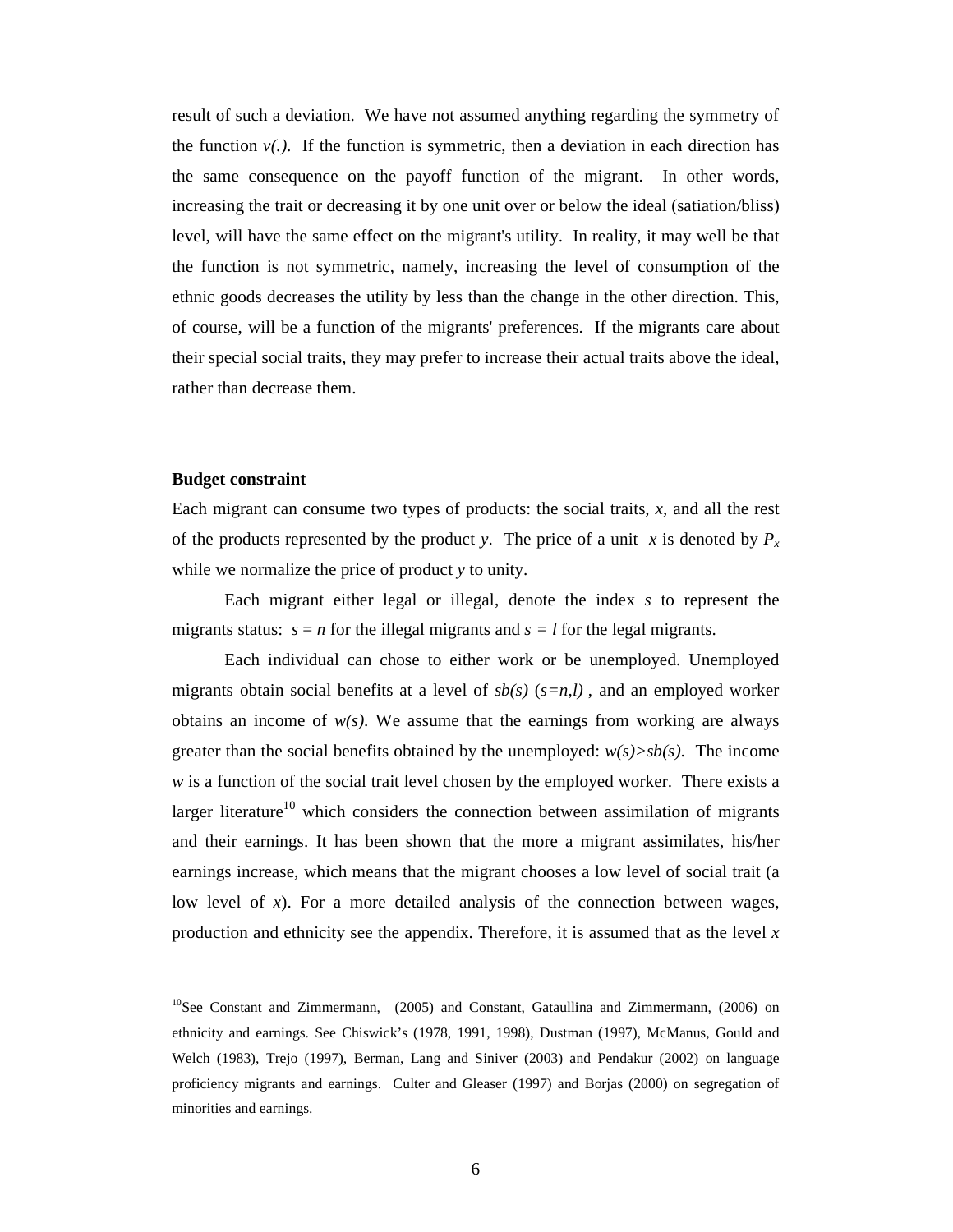result of such a deviation. We have not assumed anything regarding the symmetry of the function $v(.)$. If the function is symmetric, then a deviation in each direction has the same consequence on the payoff function of the migrant. In other words, increasing the trait or decreasing it by one unit over or below the ideal (satiation/bliss) level, will have the same effect on the migrant's utility. In reality, it may well be that the function is not symmetric, namely, increasing the level of consumption of the ethnic goods decreases the utility by less than the change in the other direction. This, of course, will be a function of the migrants' preferences. If the migrants care about their special social traits, they may prefer to increase their actual traits above the ideal, rather than decrease them.

**Budget constraint**

Each migrant can consume two types of products: the social traits, $x$, and all the rest of the products represented by the product $y$. The price of a unit $x$ is denoted by $P_x$ while we normalize the price of product $y$ to unity.

Each migrant either legal or illegal, denote the index $s$ to represent the migrants status: $s = n$ for the illegal migrants and $s = l$ for the legal migrants.

Each individual can chose to either work or be unemployed. Unemployed migrants obtain social benefits at a level of $sb(s)$ $(s=n,l)$ , and an employed worker obtains an income of $w(s)$. We assume that the earnings from working are always greater than the social benefits obtained by the unemployed: $w(s)>sb(s)$. The income $w$ is a function of the social trait level chosen by the employed worker. There exists a larger literature[10] which considers the connection between assimilation of migrants and their earnings. It has been shown that the more a migrant assimilates, his/her earnings increase, which means that the migrant chooses a low level of social trait (a low level of $x$). For a more detailed analysis of the connection between wages, production and ethnicity see the appendix. Therefore, it is assumed that as the level $x$

[10]See Constant and Zimmermann, (2005) and Constant, Gataullina and Zimmermann, (2006) on ethnicity and earnings. See Chiswick's (1978, 1991, 1998), Dustman (1997), McManus, Gould and Welch (1983), Trejo (1997), Berman, Lang and Siniver (2003) and Pendakur (2002) on language proficiency migrants and earnings. Culter and Gleaser (1997) and Borjas (2000) on segregation of minorities and earnings.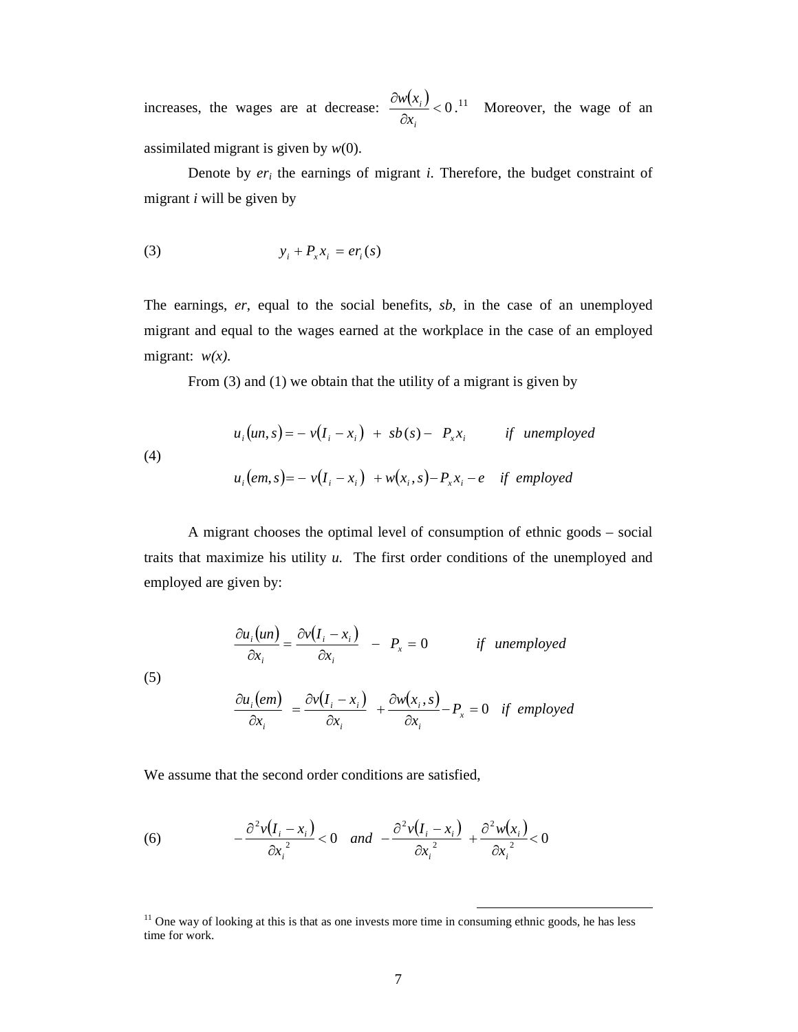increases, the wages are at decrease: $\frac{\partial w(x_i)}{\partial x_i} < 0$.[11] Moreover, the wage of an assimilated migrant is given by $w(0)$.

Denote by $er_i$ the earnings of migrant $i$. Therefore, the budget constraint of migrant $i$ will be given by

$$y_i + P_x x_i = er_i(s) \tag{3}$$

The earnings, $er$, equal to the social benefits, $sb$, in the case of an unemployed migrant and equal to the wages earned at the workplace in the case of an employed migrant: $w(x)$.

From (3) and (1) we obtain that the utility of a migrant is given by

$$(4) \qquad \begin{aligned} u_i(un,s) &= -v(I_i - x_i) + sb(s) - P_x x_i \quad &\textit{if unemployed} \\ u_i(em,s) &= -v(I_i - x_i) + w(x_i,s) - P_x x_i - e \quad &\textit{if employed} \end{aligned}$$

A migrant chooses the optimal level of consumption of ethnic goods – social traits that maximize his utility $u$. The first order conditions of the unemployed and employed are given by:

$$(5) \qquad \begin{aligned} \frac{\partial u_i(un)}{\partial x_i} &= \frac{\partial v(I_i - x_i)}{\partial x_i} - P_x = 0 \quad &\textit{if unemployed} \\ \frac{\partial u_i(em)}{\partial x_i} &= \frac{\partial v(I_i - x_i)}{\partial x_i} + \frac{\partial w(x_i,s)}{\partial x_i} - P_x = 0 \quad &\textit{if employed} \end{aligned}$$

We assume that the second order conditions are satisfied,

$$-\frac{\partial^2 v(I_i - x_i)}{\partial x_i^{\,2}} < 0 \quad \textit{and} \quad -\frac{\partial^2 v(I_i - x_i)}{\partial x_i^{\,2}} + \frac{\partial^2 w(x_i)}{\partial x_i^{\,2}} < 0 \tag{6}$$

---

[11] One way of looking at this is that as one invests more time in consuming ethnic goods, he has less time for work.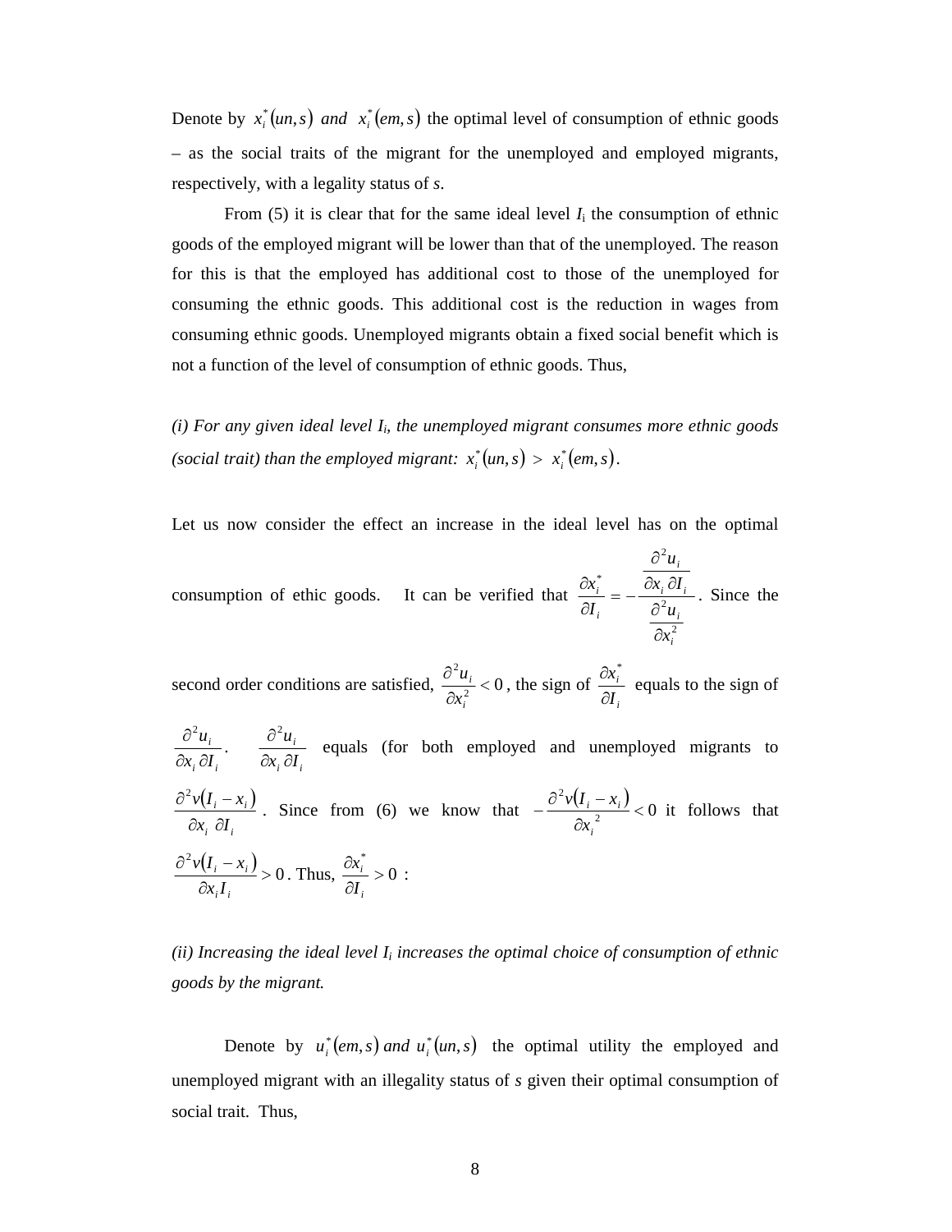Denote by $x_i^*(un,s)$ *and* $x_i^*(em,s)$ the optimal level of consumption of ethnic goods – as the social traits of the migrant for the unemployed and employed migrants, respectively, with a legality status of *s*.

From (5) it is clear that for the same ideal level $I_i$ the consumption of ethnic goods of the employed migrant will be lower than that of the unemployed. The reason for this is that the employed has additional cost to those of the unemployed for consuming the ethnic goods. This additional cost is the reduction in wages from consuming ethnic goods. Unemployed migrants obtain a fixed social benefit which is not a function of the level of consumption of ethnic goods. Thus,

*(i) For any given ideal level $I_i$, the unemployed migrant consumes more ethnic goods (social trait) than the employed migrant:* $x_i^*(un,s) > x_i^*(em,s)$.

Let us now consider the effect an increase in the ideal level has on the optimal consumption of ethic goods. It can be verified that $\frac{\partial x_i^*}{\partial I_i} = -\frac{\frac{\partial^2 u_i}{\partial x_i \partial I_i}}{\frac{\partial^2 u_i}{\partial x_i^2}}$. Since the second order conditions are satisfied, $\frac{\partial^2 u_i}{\partial x_i^2} < 0$, the sign of $\frac{\partial x_i^*}{\partial I_i}$ equals to the sign of $\frac{\partial^2 u_i}{\partial x_i \partial I_i}$. $\frac{\partial^2 u_i}{\partial x_i \partial I_i}$ equals (for both employed and unemployed migrants to $\frac{\partial^2 v(I_i - x_i)}{\partial x_i \partial I_i}$. Since from (6) we know that $-\frac{\partial^2 v(I_i - x_i)}{\partial x_i^{\ 2}} < 0$ it follows that $\frac{\partial^2 v(I_i - x_i)}{\partial x_i I_i} > 0$. Thus, $\frac{\partial x_i^*}{\partial I_i} > 0$ :

*(ii) Increasing the ideal level $I_i$ increases the optimal choice of consumption of ethnic goods by the migrant.*

Denote by $u_i^*(em,s)$ *and* $u_i^*(un,s)$ the optimal utility the employed and unemployed migrant with an illegality status of *s* given their optimal consumption of social trait. Thus,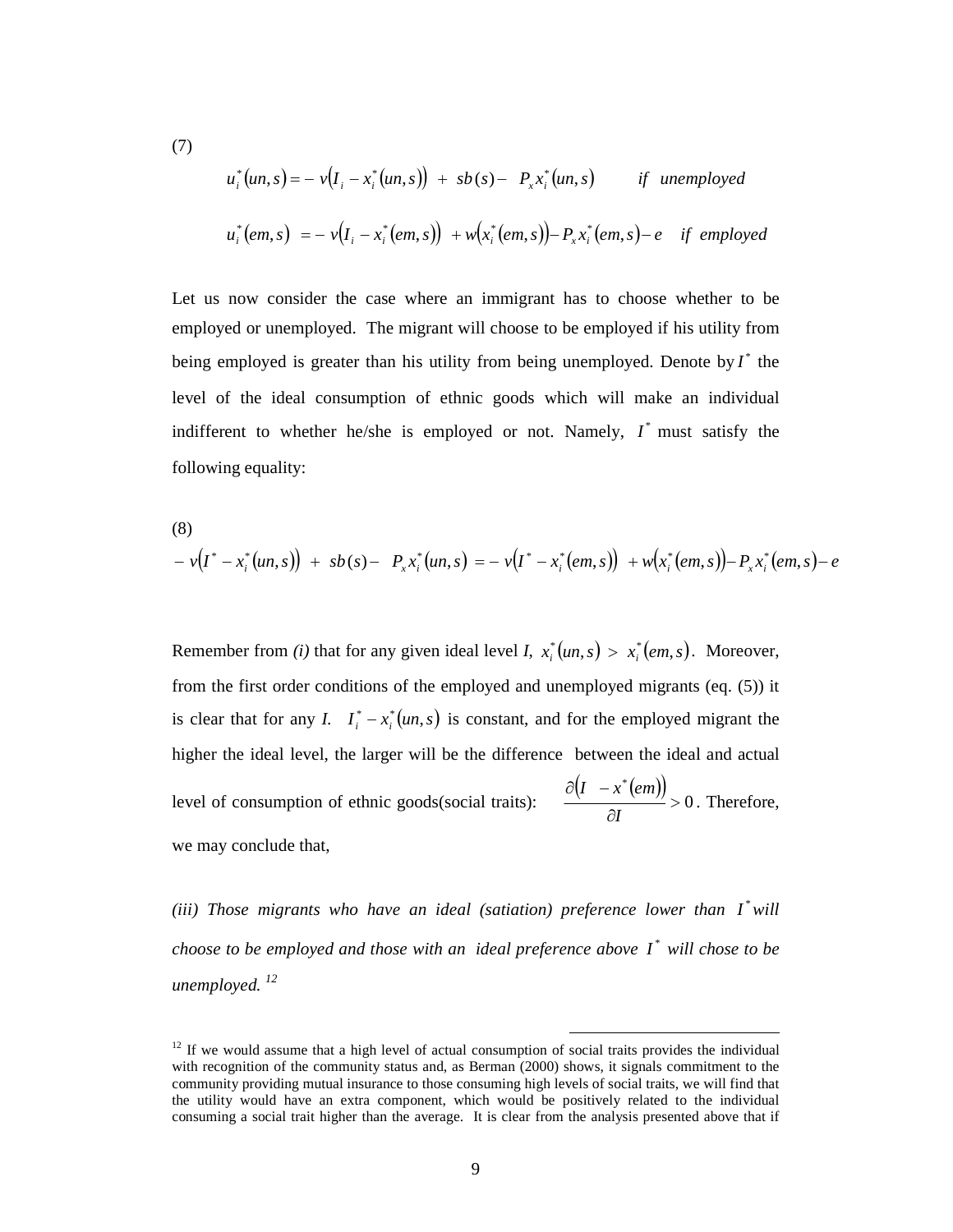(7)

$$u_i^*(un,s) = -\,v\big(I_i - x_i^*(un,s)\big) \;+\; sb(s) - \;P_x x_i^*(un,s) \qquad if \;\; unemployed$$

$$u_i^*(em,s) \;=\; -\,v\big(I_i - x_i^*(em,s)\big) \;+ w\big(x_i^*(em,s)\big) - P_x x_i^*(em,s) - e \quad if \;\; employed$$

Let us now consider the case where an immigrant has to choose whether to be employed or unemployed. The migrant will choose to be employed if his utility from being employed is greater than his utility from being unemployed. Denote by $I^*$ the level of the ideal consumption of ethnic goods which will make an individual indifferent to whether he/she is employed or not. Namely, $I^*$ must satisfy the following equality:

(8)

$$-\,v\big(I^* - x_i^*(un,s)\big) \;+\; sb(s) - \;P_x x_i^*(un,s) \;=\; -\,v\big(I^* - x_i^*(em,s)\big) \;+ w\big(x_i^*(em,s)\big) - P_x x_i^*(em,s) - e$$

Remember from *(i)* that for any given ideal level *I*, $x_i^*(un,s) > x_i^*(em,s)$. Moreover, from the first order conditions of the employed and unemployed migrants (eq. (5)) it is clear that for any *I*. $I_i^* - x_i^*(un,s)$ is constant, and for the employed migrant the higher the ideal level, the larger will be the difference between the ideal and actual level of consumption of ethnic goods(social traits): $\dfrac{\partial\big(I \;\; - x^*(em)\big)}{\partial I} > 0$. Therefore, we may conclude that,

*(iii) Those migrants who have an ideal (satiation) preference lower than $I^*$ will choose to be employed and those with an ideal preference above $I^*$ will chose to be unemployed.* [12]

---

[12] If we would assume that a high level of actual consumption of social traits provides the individual with recognition of the community status and, as Berman (2000) shows, it signals commitment to the community providing mutual insurance to those consuming high levels of social traits, we will find that the utility would have an extra component, which would be positively related to the individual consuming a social trait higher than the average. It is clear from the analysis presented above that if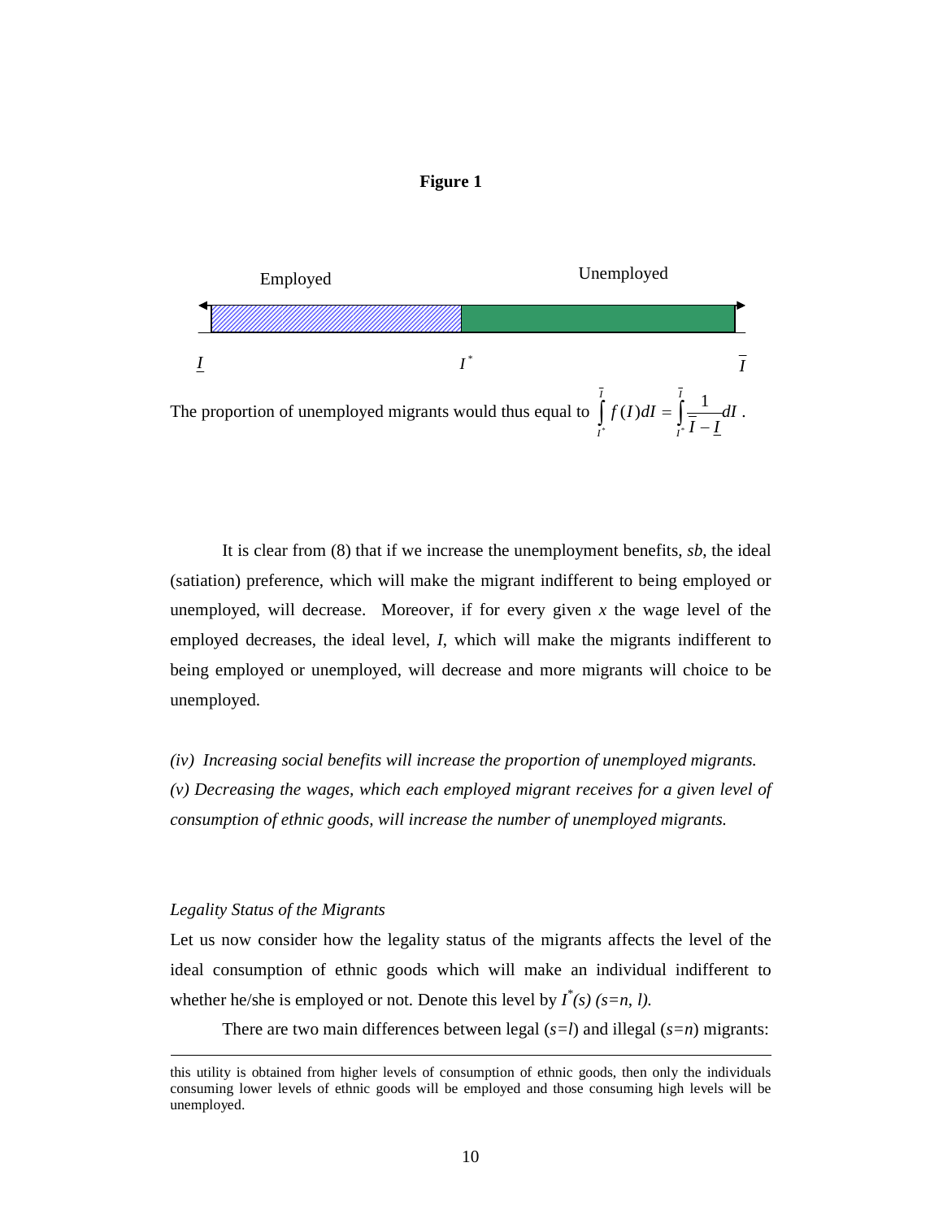**Figure 1**

Employed — Unemployed

$\underline{I}$ $\quad I^*$ $\quad \overline{I}$

The proportion of unemployed migrants would thus equal to $\int_{I^*}^{\overline{I}} f(I)dI = \int_{I^*}^{\overline{I}} \frac{1}{\overline{I} - \underline{I}} dI$ .

It is clear from (8) that if we increase the unemployment benefits, *sb*, the ideal (satiation) preference, which will make the migrant indifferent to being employed or unemployed, will decrease. Moreover, if for every given *x* the wage level of the employed decreases, the ideal level, *I*, which will make the migrants indifferent to being employed or unemployed, will decrease and more migrants will choice to be unemployed.

*(iv) Increasing social benefits will increase the proportion of unemployed migrants.*
*(v) Decreasing the wages, which each employed migrant receives for a given level of consumption of ethnic goods, will increase the number of unemployed migrants.*

*Legality Status of the Migrants*

Let us now consider how the legality status of the migrants affects the level of the ideal consumption of ethnic goods which will make an individual indifferent to whether he/she is employed or not. Denote this level by $I^*(s)$ $(s=n, l)$.

There are two main differences between legal ($s=l$) and illegal ($s=n$) migrants:

---

this utility is obtained from higher levels of consumption of ethnic goods, then only the individuals consuming lower levels of ethnic goods will be employed and those consuming high levels will be unemployed.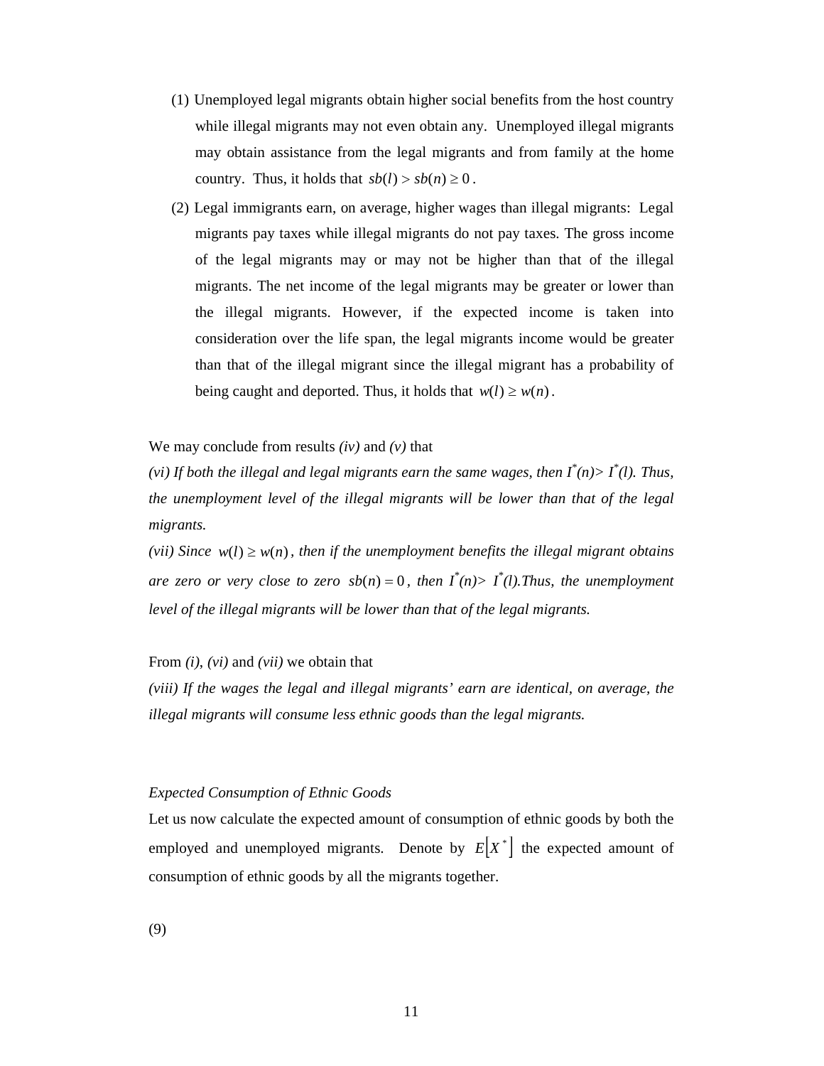(1) Unemployed legal migrants obtain higher social benefits from the host country while illegal migrants may not even obtain any. Unemployed illegal migrants may obtain assistance from the legal migrants and from family at the home country. Thus, it holds that $sb(l) > sb(n) \geq 0$.

(2) Legal immigrants earn, on average, higher wages than illegal migrants: Legal migrants pay taxes while illegal migrants do not pay taxes. The gross income of the legal migrants may or may not be higher than that of the illegal migrants. The net income of the legal migrants may be greater or lower than the illegal migrants. However, if the expected income is taken into consideration over the life span, the legal migrants income would be greater than that of the illegal migrant since the illegal migrant has a probability of being caught and deported. Thus, it holds that $w(l) \geq w(n)$.

We may conclude from results *(iv)* and *(v)* that

*(vi) If both the illegal and legal migrants earn the same wages, then $I^*(n) > I^*(l)$. Thus, the unemployment level of the illegal migrants will be lower than that of the legal migrants.*

*(vii) Since $w(l) \geq w(n)$, then if the unemployment benefits the illegal migrant obtains are zero or very close to zero $sb(n) = 0$, then $I^*(n) > I^*(l)$.Thus, the unemployment level of the illegal migrants will be lower than that of the legal migrants.*

From *(i)*, *(vi)* and *(vii)* we obtain that

*(viii) If the wages the legal and illegal migrants' earn are identical, on average, the illegal migrants will consume less ethnic goods than the legal migrants.*

*Expected Consumption of Ethnic Goods*

Let us now calculate the expected amount of consumption of ethnic goods by both the employed and unemployed migrants. Denote by $E[X^*]$ the expected amount of consumption of ethnic goods by all the migrants together.

(9)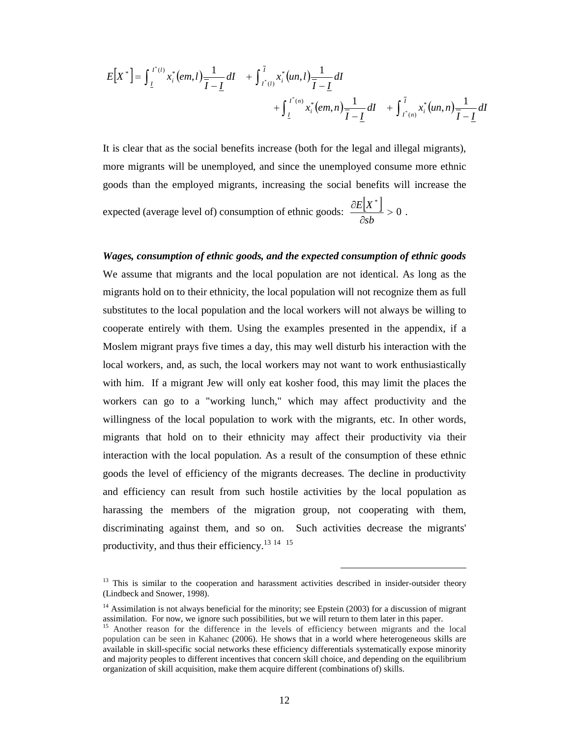$$E\left[X^*\right]=\int_{\underline{I}}^{I^*(l)} x_i^*(em,l)\frac{1}{\overline{I}-\underline{I}}dI \quad +\int_{I^*(l)}^{\overline{I}} x_i^*(un,l)\frac{1}{\overline{I}-\underline{I}}dI$$
$$+\int_{\underline{I}}^{I^*(n)} x_i^*(em,n)\frac{1}{\overline{I}-\underline{I}}dI \quad +\int_{I^*(n)}^{\overline{I}} x_i^*(un,n)\frac{1}{\overline{I}-\underline{I}}dI$$

It is clear that as the social benefits increase (both for the legal and illegal migrants), more migrants will be unemployed, and since the unemployed consume more ethnic goods than the employed migrants, increasing the social benefits will increase the expected (average level of) consumption of ethnic goods: $\frac{\partial E\left[X^*\right]}{\partial sb}>0$ .

***Wages, consumption of ethnic goods, and the expected consumption of ethnic goods***

We assume that migrants and the local population are not identical. As long as the migrants hold on to their ethnicity, the local population will not recognize them as full substitutes to the local population and the local workers will not always be willing to cooperate entirely with them. Using the examples presented in the appendix, if a Moslem migrant prays five times a day, this may well disturb his interaction with the local workers, and, as such, the local workers may not want to work enthusiastically with him. If a migrant Jew will only eat kosher food, this may limit the places the workers can go to a "working lunch," which may affect productivity and the willingness of the local population to work with the migrants, etc. In other words, migrants that hold on to their ethnicity may affect their productivity via their interaction with the local population. As a result of the consumption of these ethnic goods the level of efficiency of the migrants decreases. The decline in productivity and efficiency can result from such hostile activities by the local population as harassing the members of the migration group, not cooperating with them, discriminating against them, and so on. Such activities decrease the migrants' productivity, and thus their efficiency.[13] [14] [15]

---

[13] This is similar to the cooperation and harassment activities described in insider-outsider theory (Lindbeck and Snower, 1998).

[14] Assimilation is not always beneficial for the minority; see Epstein (2003) for a discussion of migrant assimilation. For now, we ignore such possibilities, but we will return to them later in this paper.

[15] Another reason for the difference in the levels of efficiency between migrants and the local population can be seen in Kahanec (2006). He shows that in a world where heterogeneous skills are available in skill-specific social networks these efficiency differentials systematically expose minority and majority peoples to different incentives that concern skill choice, and depending on the equilibrium organization of skill acquisition, make them acquire different (combinations of) skills.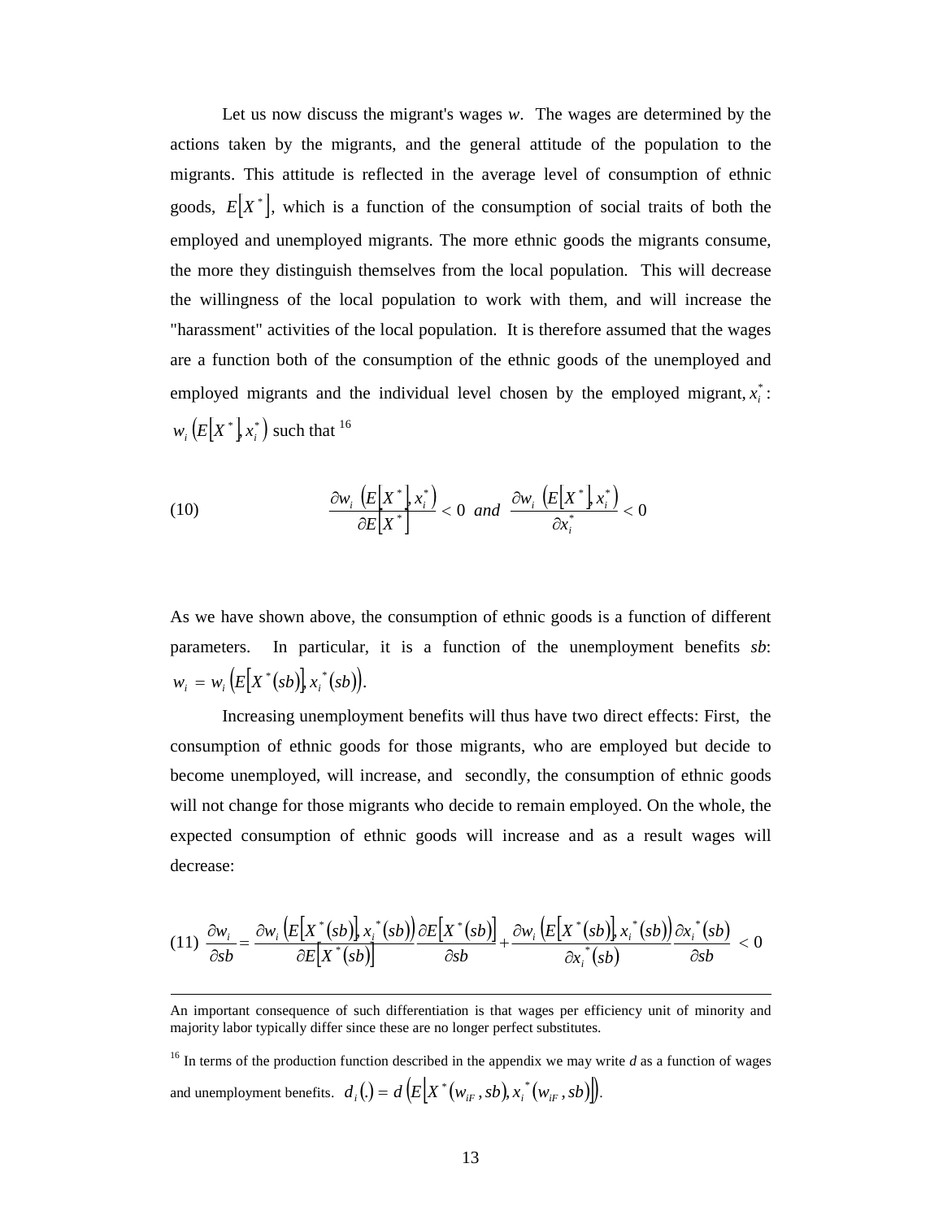Let us now discuss the migrant's wages $w$. The wages are determined by the actions taken by the migrants, and the general attitude of the population to the migrants. This attitude is reflected in the average level of consumption of ethnic goods, $E[X^*]$, which is a function of the consumption of social traits of both the employed and unemployed migrants. The more ethnic goods the migrants consume, the more they distinguish themselves from the local population. This will decrease the willingness of the local population to work with them, and will increase the "harassment" activities of the local population. It is therefore assumed that the wages are a function both of the consumption of the ethnic goods of the unemployed and employed migrants and the individual level chosen by the employed migrant, $x_i^*$: $w_i\left(E[X^*], x_i^*\right)$ such that [16]

$$
\text{(10)} \qquad \frac{\partial w_i \left(E[X^*], x_i^*\right)}{\partial E[X^*]} < 0 \;\; and \;\; \frac{\partial w_i \left(E[X^*], x_i^*\right)}{\partial x_i^*} < 0
$$

As we have shown above, the consumption of ethnic goods is a function of different parameters. In particular, it is a function of the unemployment benefits $sb$: $w_i = w_i\left(E[X^*(sb)], x_i^*(sb)\right)$.

Increasing unemployment benefits will thus have two direct effects: First, the consumption of ethnic goods for those migrants, who are employed but decide to become unemployed, will increase, and secondly, the consumption of ethnic goods will not change for those migrants who decide to remain employed. On the whole, the expected consumption of ethnic goods will increase and as a result wages will decrease:

$$
\text{(11)} \;\; \frac{\partial w_i}{\partial sb} = \frac{\partial w_i \left(E[X^*(sb)], x_i^*(sb)\right)}{\partial E[X^*(sb)]} \frac{\partial E[X^*(sb)]}{\partial sb} + \frac{\partial w_i \left(E[X^*(sb)], x_i^*(sb)\right)}{\partial x_i^*(sb)} \frac{\partial x_i^*(sb)}{\partial sb} < 0
$$

---

An important consequence of such differentiation is that wages per efficiency unit of minority and majority labor typically differ since these are no longer perfect substitutes.

[16] In terms of the production function described in the appendix we may write $d$ as a function of wages and unemployment benefits. $d_i(.) = d\left(E\left[X^*(w_{iF}, sb), x_i^*(w_{iF}, sb)\right]\right)$.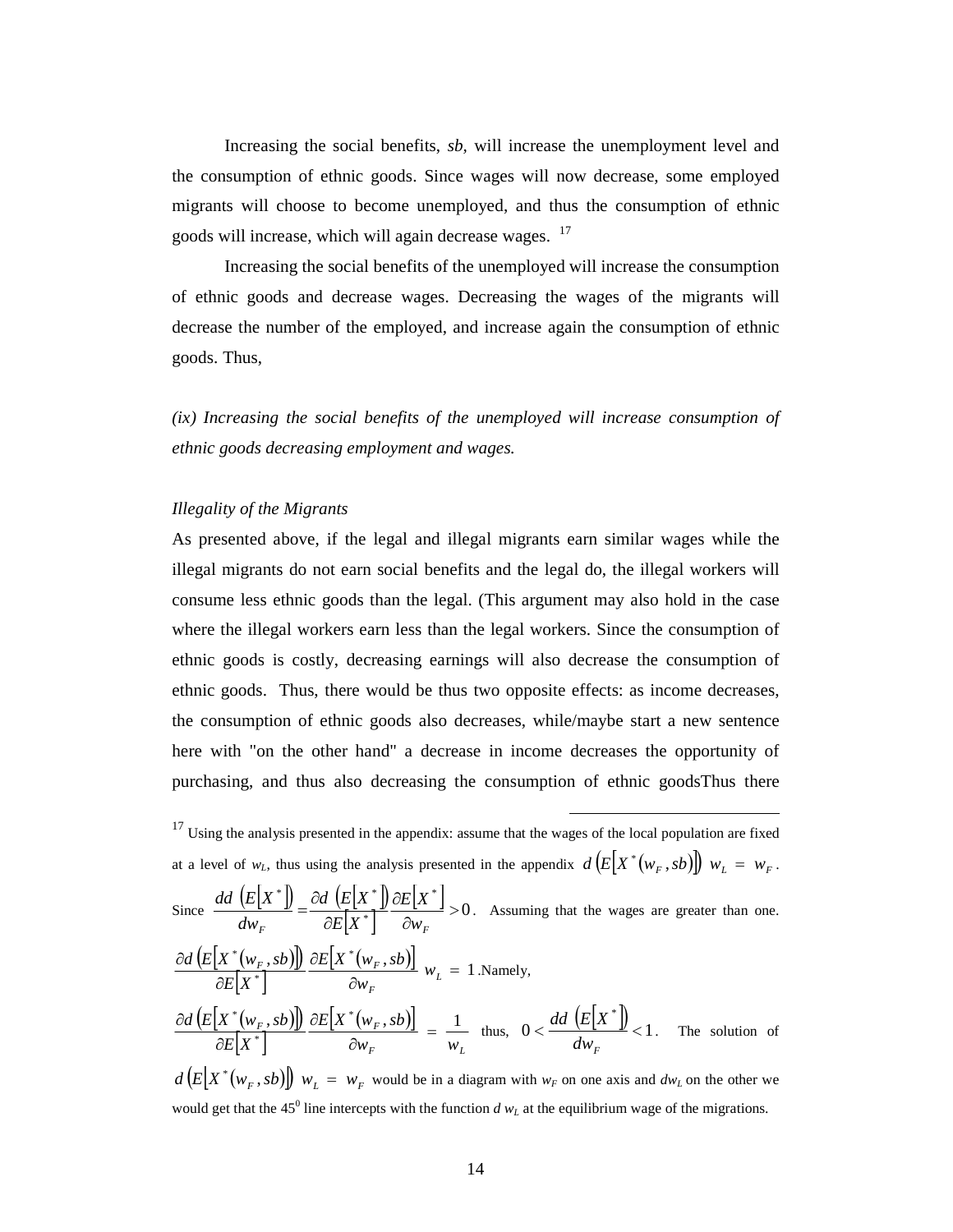Increasing the social benefits, *sb*, will increase the unemployment level and the consumption of ethnic goods. Since wages will now decrease, some employed migrants will choose to become unemployed, and thus the consumption of ethnic goods will increase, which will again decrease wages. [17]

Increasing the social benefits of the unemployed will increase the consumption of ethnic goods and decrease wages. Decreasing the wages of the migrants will decrease the number of the employed, and increase again the consumption of ethnic goods. Thus,

*(ix) Increasing the social benefits of the unemployed will increase consumption of ethnic goods decreasing employment and wages.*

*Illegality of the Migrants*

As presented above, if the legal and illegal migrants earn similar wages while the illegal migrants do not earn social benefits and the legal do, the illegal workers will consume less ethnic goods than the legal. (This argument may also hold in the case where the illegal workers earn less than the legal workers. Since the consumption of ethnic goods is costly, decreasing earnings will also decrease the consumption of ethnic goods. Thus, there would be thus two opposite effects: as income decreases, the consumption of ethnic goods also decreases, while/maybe start a new sentence here with "on the other hand" a decrease in income decreases the opportunity of purchasing, and thus also decreasing the consumption of ethnic goodsThus there

---

[17] Using the analysis presented in the appendix: assume that the wages of the local population are fixed at a level of $w_L$, thus using the analysis presented in the appendix $d\left(E\left[X^*(w_F, sb)\right]\right)\ w_L\ =\ w_F$. Since $\frac{dd\ \left(E\left[X^*\right]\right)}{dw_F} = \frac{\partial d\ \left(E\left[X^*\right]\right)}{\partial E\left[X^*\right]}\frac{\partial E\left[X^*\right]}{\partial w_F} > 0$. Assuming that the wages are greater than one. $\frac{\partial d\left(E\left[X^*(w_F, sb)\right]\right)}{\partial E\left[X^*\right]}\frac{\partial E\left[X^*(w_F, sb)\right]}{\partial w_F}\ w_L\ =\ 1$.Namely, $\frac{\partial d\left(E\left[X^*(w_F, sb)\right]\right)}{\partial E\left[X^*\right]}\frac{\partial E\left[X^*(w_F, sb)\right]}{\partial w_F}\ =\ \frac{1}{w_L}$ thus, $0 < \frac{dd\ \left(E\left[X^*\right]\right)}{dw_F} < 1$. The solution of $d\left(E\left[X^*(w_F, sb)\right]\right)\ w_L\ =\ w_F$ would be in a diagram with $w_F$ on one axis and $dw_L$ on the other we would get that the $45^0$ line intercepts with the function $d\ w_L$ at the equilibrium wage of the migrations.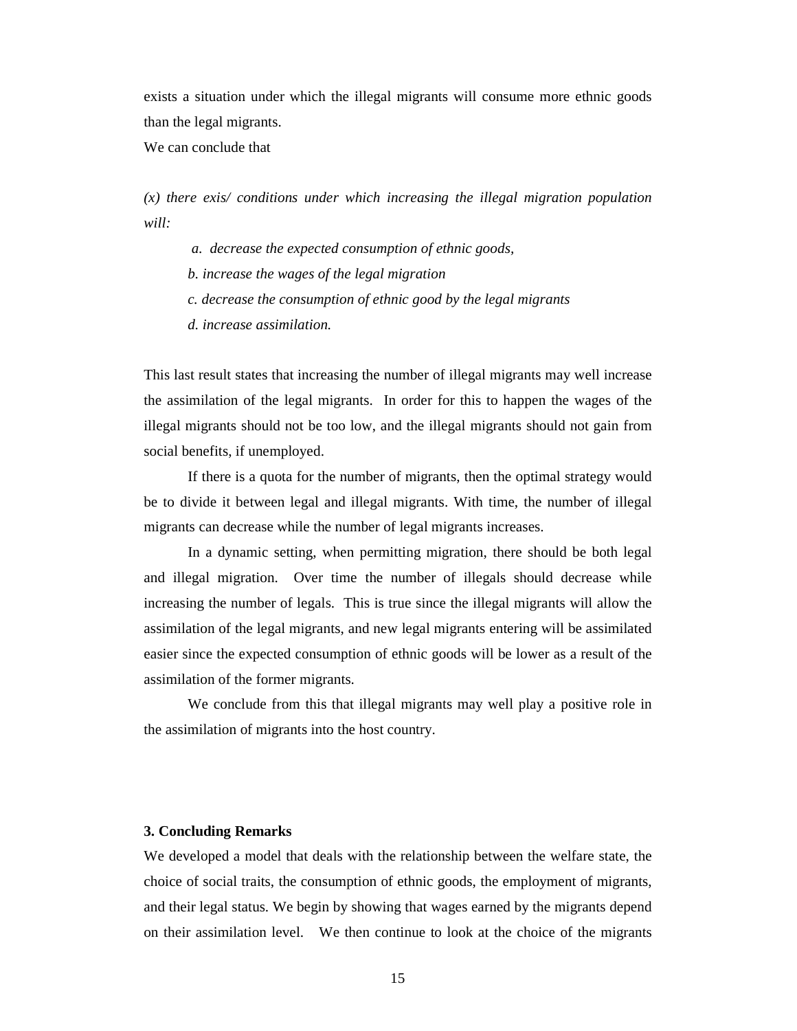exists a situation under which the illegal migrants will consume more ethnic goods than the legal migrants.

We can conclude that

*(x) there exis/ conditions under which increasing the illegal migration population will:*

*a. decrease the expected consumption of ethnic goods,*

*b. increase the wages of the legal migration*

*c. decrease the consumption of ethnic good by the legal migrants*

*d. increase assimilation.*

This last result states that increasing the number of illegal migrants may well increase the assimilation of the legal migrants. In order for this to happen the wages of the illegal migrants should not be too low, and the illegal migrants should not gain from social benefits, if unemployed.

If there is a quota for the number of migrants, then the optimal strategy would be to divide it between legal and illegal migrants. With time, the number of illegal migrants can decrease while the number of legal migrants increases.

In a dynamic setting, when permitting migration, there should be both legal and illegal migration. Over time the number of illegals should decrease while increasing the number of legals. This is true since the illegal migrants will allow the assimilation of the legal migrants, and new legal migrants entering will be assimilated easier since the expected consumption of ethnic goods will be lower as a result of the assimilation of the former migrants.

We conclude from this that illegal migrants may well play a positive role in the assimilation of migrants into the host country.

## 3. Concluding Remarks

We developed a model that deals with the relationship between the welfare state, the choice of social traits, the consumption of ethnic goods, the employment of migrants, and their legal status. We begin by showing that wages earned by the migrants depend on their assimilation level. We then continue to look at the choice of the migrants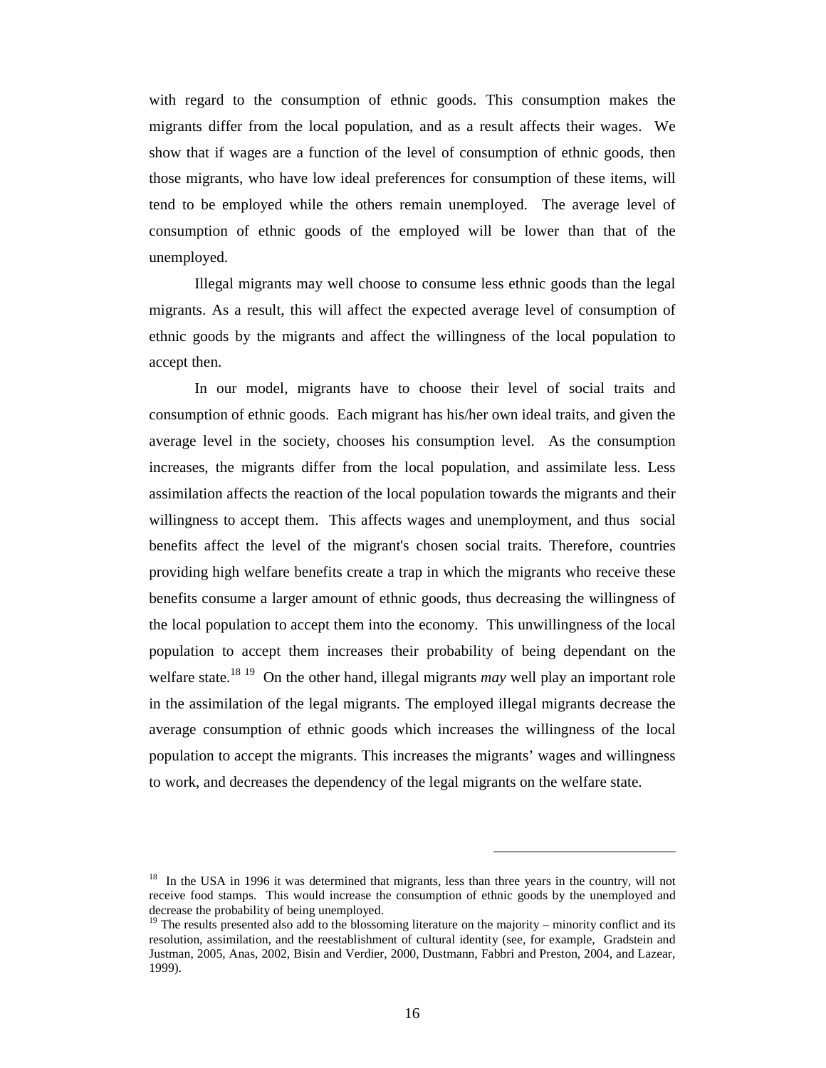with regard to the consumption of ethnic goods. This consumption makes the migrants differ from the local population, and as a result affects their wages. We show that if wages are a function of the level of consumption of ethnic goods, then those migrants, who have low ideal preferences for consumption of these items, will tend to be employed while the others remain unemployed. The average level of consumption of ethnic goods of the employed will be lower than that of the unemployed.

Illegal migrants may well choose to consume less ethnic goods than the legal migrants. As a result, this will affect the expected average level of consumption of ethnic goods by the migrants and affect the willingness of the local population to accept then.

In our model, migrants have to choose their level of social traits and consumption of ethnic goods. Each migrant has his/her own ideal traits, and given the average level in the society, chooses his consumption level. As the consumption increases, the migrants differ from the local population, and assimilate less. Less assimilation affects the reaction of the local population towards the migrants and their willingness to accept them. This affects wages and unemployment, and thus social benefits affect the level of the migrant's chosen social traits. Therefore, countries providing high welfare benefits create a trap in which the migrants who receive these benefits consume a larger amount of ethnic goods, thus decreasing the willingness of the local population to accept them into the economy. This unwillingness of the local population to accept them increases their probability of being dependant on the welfare state.[18] [19] On the other hand, illegal migrants *may* well play an important role in the assimilation of the legal migrants. The employed illegal migrants decrease the average consumption of ethnic goods which increases the willingness of the local population to accept the migrants. This increases the migrants' wages and willingness to work, and decreases the dependency of the legal migrants on the welfare state.

---

[18] In the USA in 1996 it was determined that migrants, less than three years in the country, will not receive food stamps. This would increase the consumption of ethnic goods by the unemployed and decrease the probability of being unemployed.

[19] The results presented also add to the blossoming literature on the majority – minority conflict and its resolution, assimilation, and the reestablishment of cultural identity (see, for example, Gradstein and Justman, 2005, Anas, 2002, Bisin and Verdier, 2000, Dustmann, Fabbri and Preston, 2004, and Lazear, 1999).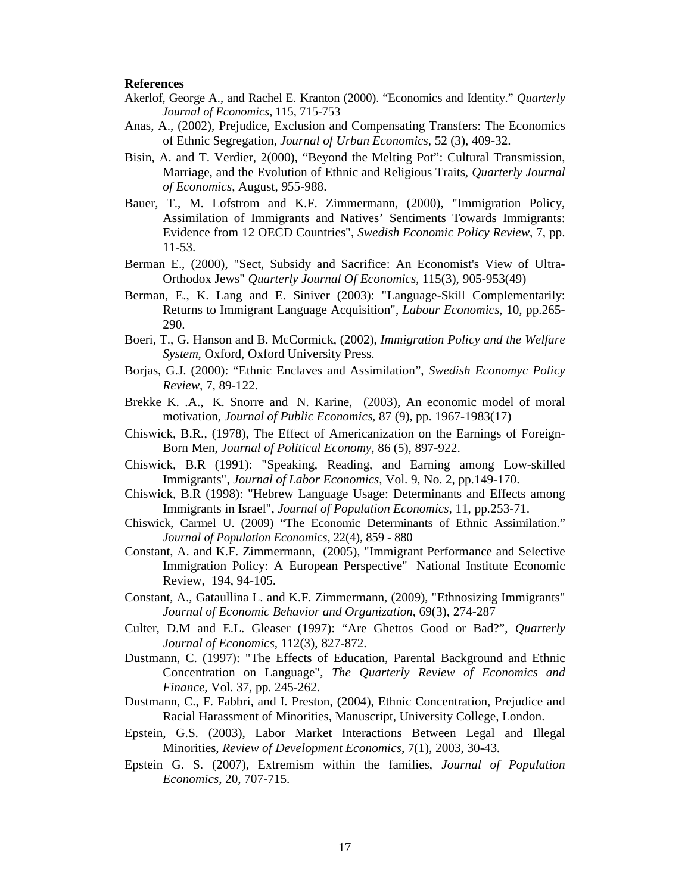**References**

Akerlof, George A., and Rachel E. Kranton (2000). “Economics and Identity.” *Quarterly Journal of Economics*, 115, 715-753

Anas, A., (2002), Prejudice, Exclusion and Compensating Transfers: The Economics of Ethnic Segregation, *Journal of Urban Economics*, 52 (3), 409-32.

Bisin, A. and T. Verdier, 2(000), “Beyond the Melting Pot”: Cultural Transmission, Marriage, and the Evolution of Ethnic and Religious Traits, *Quarterly Journal of Economics*, August, 955-988.

Bauer, T., M. Lofstrom and K.F. Zimmermann, (2000), "Immigration Policy, Assimilation of Immigrants and Natives’ Sentiments Towards Immigrants: Evidence from 12 OECD Countries", *Swedish Economic Policy Review*, 7, pp. 11-53.

Berman E., (2000), "Sect, Subsidy and Sacrifice: An Economist's View of Ultra-Orthodox Jews" *Quarterly Journal Of Economics*, 115(3), 905-953(49)

Berman, E., K. Lang and E. Siniver (2003): "Language-Skill Complementarily: Returns to Immigrant Language Acquisition", *Labour Economics*, 10, pp.265-290.

Boeri, T., G. Hanson and B. McCormick, (2002), *Immigration Policy and the Welfare System*, Oxford, Oxford University Press.

Borjas, G.J. (2000): “Ethnic Enclaves and Assimilation”, *Swedish Economyc Policy Review*, 7, 89-122.

Brekke K. .A., K. Snorre and N. Karine, (2003), An economic model of moral motivation, *Journal of Public Economics*, 87 (9), pp. 1967-1983(17)

Chiswick, B.R., (1978), The Effect of Americanization on the Earnings of Foreign-Born Men, *Journal of Political Economy*, 86 (5), 897-922.

Chiswick, B.R (1991): "Speaking, Reading, and Earning among Low-skilled Immigrants", *Journal of Labor Economics*, Vol. 9, No. 2, pp.149-170.

Chiswick, B.R (1998): "Hebrew Language Usage: Determinants and Effects among Immigrants in Israel", *Journal of Population Economics*, 11, pp.253-71.

Chiswick, Carmel U. (2009) “The Economic Determinants of Ethnic Assimilation.” *Journal of Population Economics*, 22(4), 859 - 880

Constant, A. and K.F. Zimmermann, (2005), "Immigrant Performance and Selective Immigration Policy: A European Perspective" National Institute Economic Review, 194, 94-105.

Constant, A., Gataullina L. and K.F. Zimmermann, (2009), "Ethnosizing Immigrants" *Journal of Economic Behavior and Organization*, 69(3), 274-287

Culter, D.M and E.L. Gleaser (1997): “Are Ghettos Good or Bad?”, *Quarterly Journal of Economics*, 112(3), 827-872.

Dustmann, C. (1997): "The Effects of Education, Parental Background and Ethnic Concentration on Language", *The Quarterly Review of Economics and Finance*, Vol. 37, pp. 245-262.

Dustmann, C., F. Fabbri, and I. Preston, (2004), Ethnic Concentration, Prejudice and Racial Harassment of Minorities, Manuscript, University College, London.

Epstein, G.S. (2003), Labor Market Interactions Between Legal and Illegal Minorities, *Review of Development Economics*, 7(1), 2003, 30-43.

Epstein G. S. (2007), Extremism within the families, *Journal of Population Economics*, 20, 707-715.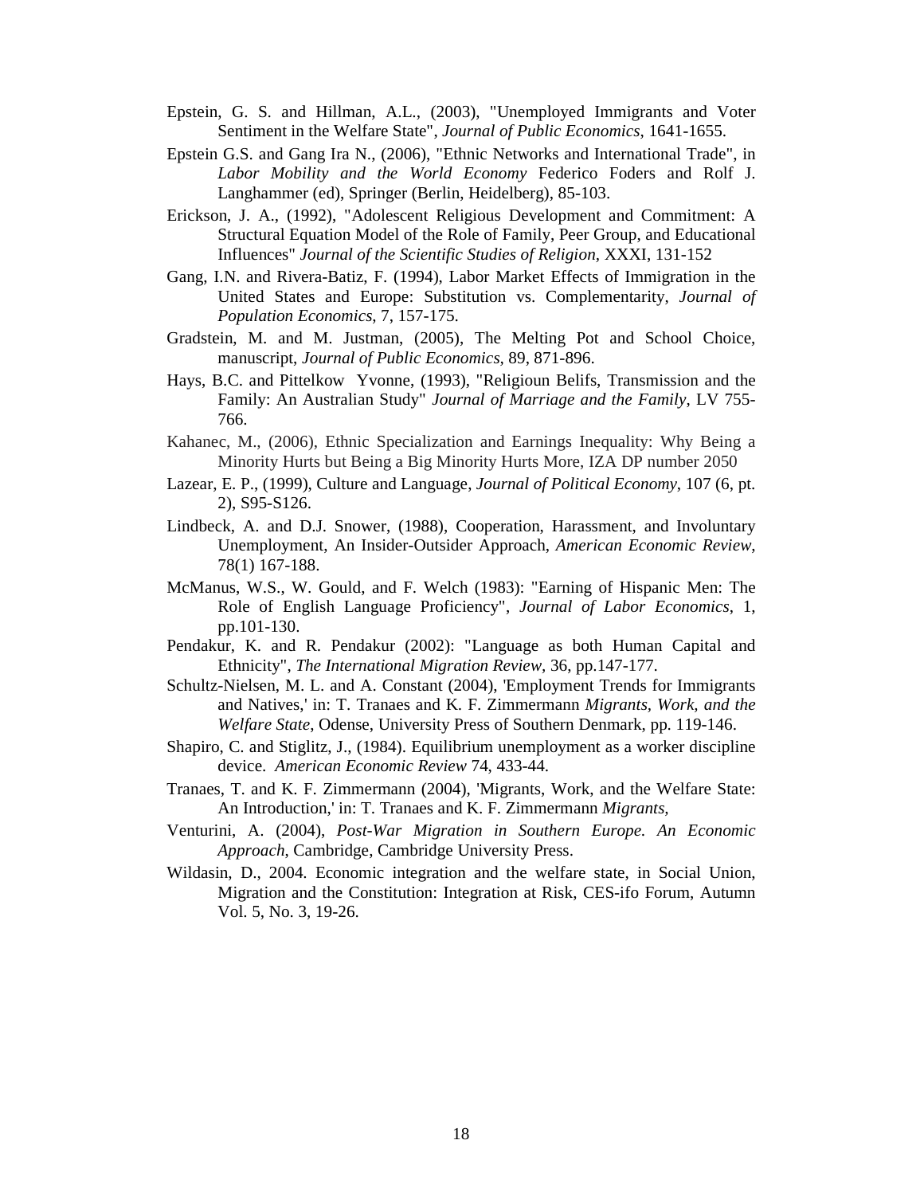Epstein, G. S. and Hillman, A.L., (2003), "Unemployed Immigrants and Voter Sentiment in the Welfare State", *Journal of Public Economics*, 1641-1655.

Epstein G.S. and Gang Ira N., (2006), "Ethnic Networks and International Trade", in *Labor Mobility and the World Economy* Federico Foders and Rolf J. Langhammer (ed), Springer (Berlin, Heidelberg), 85-103.

Erickson, J. A., (1992), "Adolescent Religious Development and Commitment: A Structural Equation Model of the Role of Family, Peer Group, and Educational Influences" *Journal of the Scientific Studies of Religion*, XXXI, 131-152

Gang, I.N. and Rivera-Batiz, F. (1994), Labor Market Effects of Immigration in the United States and Europe: Substitution vs. Complementarity, *Journal of Population Economics*, 7, 157-175.

Gradstein, M. and M. Justman, (2005), The Melting Pot and School Choice, manuscript, *Journal of Public Economics*, 89, 871-896.

Hays, B.C. and Pittelkow Yvonne, (1993), "Religioun Belifs, Transmission and the Family: An Australian Study" *Journal of Marriage and the Family*, LV 755-766.

Kahanec, M., (2006), Ethnic Specialization and Earnings Inequality: Why Being a Minority Hurts but Being a Big Minority Hurts More, IZA DP number 2050

Lazear, E. P., (1999), Culture and Language, *Journal of Political Economy*, 107 (6, pt. 2), S95-S126.

Lindbeck, A. and D.J. Snower, (1988), Cooperation, Harassment, and Involuntary Unemployment, An Insider-Outsider Approach, *American Economic Review*, 78(1) 167-188.

McManus, W.S., W. Gould, and F. Welch (1983): "Earning of Hispanic Men: The Role of English Language Proficiency", *Journal of Labor Economics*, 1, pp.101-130.

Pendakur, K. and R. Pendakur (2002): "Language as both Human Capital and Ethnicity", *The International Migration Review*, 36, pp.147-177.

Schultz-Nielsen, M. L. and A. Constant (2004), 'Employment Trends for Immigrants and Natives,' in: T. Tranaes and K. F. Zimmermann *Migrants, Work, and the Welfare State*, Odense, University Press of Southern Denmark, pp. 119-146.

Shapiro, C. and Stiglitz, J., (1984). Equilibrium unemployment as a worker discipline device. *American Economic Review* 74, 433-44.

Tranaes, T. and K. F. Zimmermann (2004), 'Migrants, Work, and the Welfare State: An Introduction,' in: T. Tranaes and K. F. Zimmermann *Migrants*,

Venturini, A. (2004), *Post-War Migration in Southern Europe. An Economic Approach*, Cambridge, Cambridge University Press.

Wildasin, D., 2004. Economic integration and the welfare state, in Social Union, Migration and the Constitution: Integration at Risk, CES-ifo Forum, Autumn Vol. 5, No. 3, 19-26.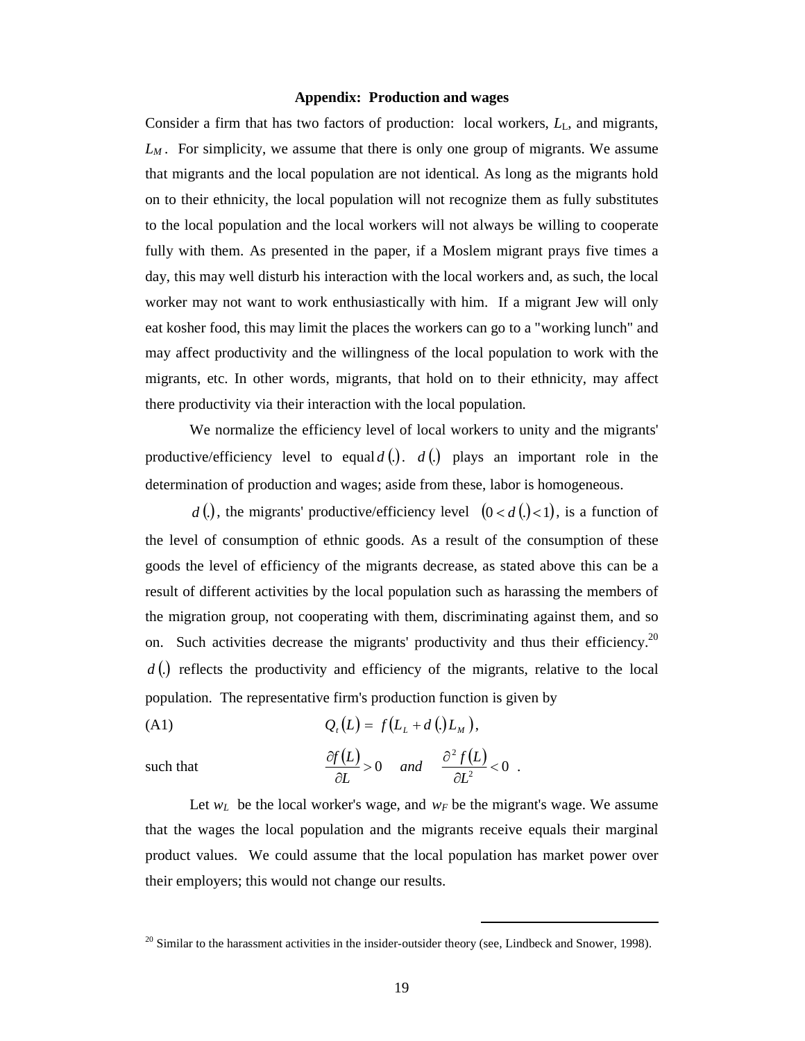### Appendix: Production and wages

Consider a firm that has two factors of production: local workers, $L_L$, and migrants, $L_M$. For simplicity, we assume that there is only one group of migrants. We assume that migrants and the local population are not identical. As long as the migrants hold on to their ethnicity, the local population will not recognize them as fully substitutes to the local population and the local workers will not always be willing to cooperate fully with them. As presented in the paper, if a Moslem migrant prays five times a day, this may well disturb his interaction with the local workers and, as such, the local worker may not want to work enthusiastically with him. If a migrant Jew will only eat kosher food, this may limit the places the workers can go to a "working lunch" and may affect productivity and the willingness of the local population to work with the migrants, etc. In other words, migrants, that hold on to their ethnicity, may affect there productivity via their interaction with the local population.

We normalize the efficiency level of local workers to unity and the migrants' productive/efficiency level to equal $d(.)$. $d(.)$ plays an important role in the determination of production and wages; aside from these, labor is homogeneous.

$d(.)$, the migrants' productive/efficiency level $(0 < d(.) < 1)$, is a function of the level of consumption of ethnic goods. As a result of the consumption of these goods the level of efficiency of the migrants decrease, as stated above this can be a result of different activities by the local population such as harassing the members of the migration group, not cooperating with them, discriminating against them, and so on. Such activities decrease the migrants' productivity and thus their efficiency.[20] $d(.)$ reflects the productivity and efficiency of the migrants, relative to the local population. The representative firm's production function is given by

$$Q_t(L) = f(L_L + d(.)L_M), \tag{A1}$$

such that

$$\frac{\partial f(L)}{\partial L} > 0 \quad and \quad \frac{\partial^2 f(L)}{\partial L^2} < 0 \ .$$

Let $w_L$ be the local worker's wage, and $w_F$ be the migrant's wage. We assume that the wages the local population and the migrants receive equals their marginal product values. We could assume that the local population has market power over their employers; this would not change our results.

[20] Similar to the harassment activities in the insider-outsider theory (see, Lindbeck and Snower, 1998).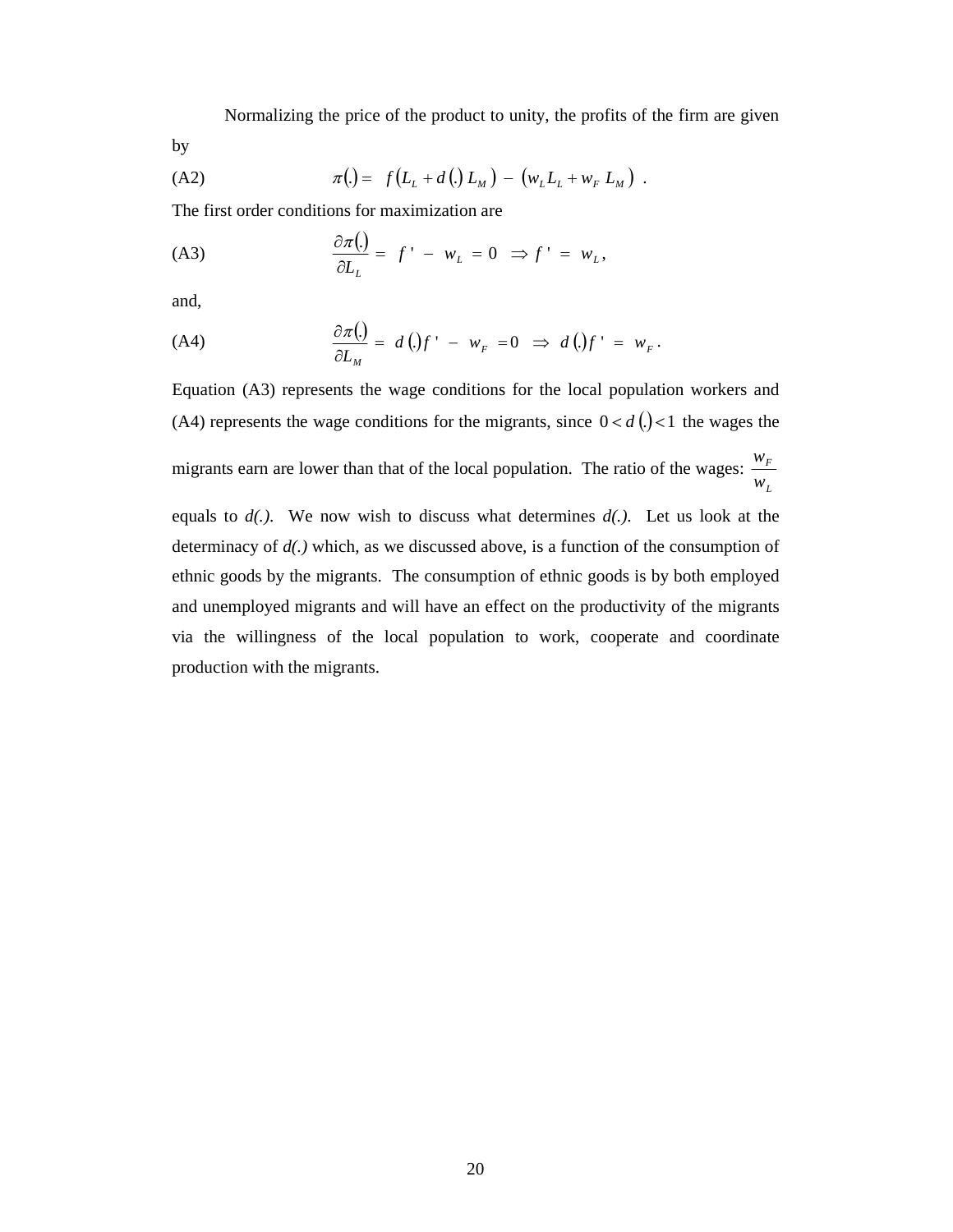Normalizing the price of the product to unity, the profits of the firm are given by

(A2) $$\pi(.) = \; f\left(L_L + d\,(.)\,L_M\right) \;-\; \left(w_L L_L + w_F\, L_M\right) \;.$$

The first order conditions for maximization are

(A3) $$\frac{\partial \pi(.)}{\partial L_L} = \; f\,' \;-\; w_L \;= 0 \;\; \Rightarrow f\,' \;=\; w_L \,,$$

and,

(A4) $$\frac{\partial \pi(.)}{\partial L_M} = \; d\,(.) f\,' \;-\; w_F \;= 0 \;\; \Rightarrow \; d\,(.) f\,' \;=\; w_F \,.$$

Equation (A3) represents the wage conditions for the local population workers and (A4) represents the wage conditions for the migrants, since $0 < d\,(.) < 1$ the wages the migrants earn are lower than that of the local population. The ratio of the wages: $\frac{w_F}{w_L}$ equals to *d(.)*. We now wish to discuss what determines *d(.)*. Let us look at the determinacy of *d(.)* which, as we discussed above, is a function of the consumption of ethnic goods by the migrants. The consumption of ethnic goods is by both employed and unemployed migrants and will have an effect on the productivity of the migrants via the willingness of the local population to work, cooperate and coordinate production with the migrants.